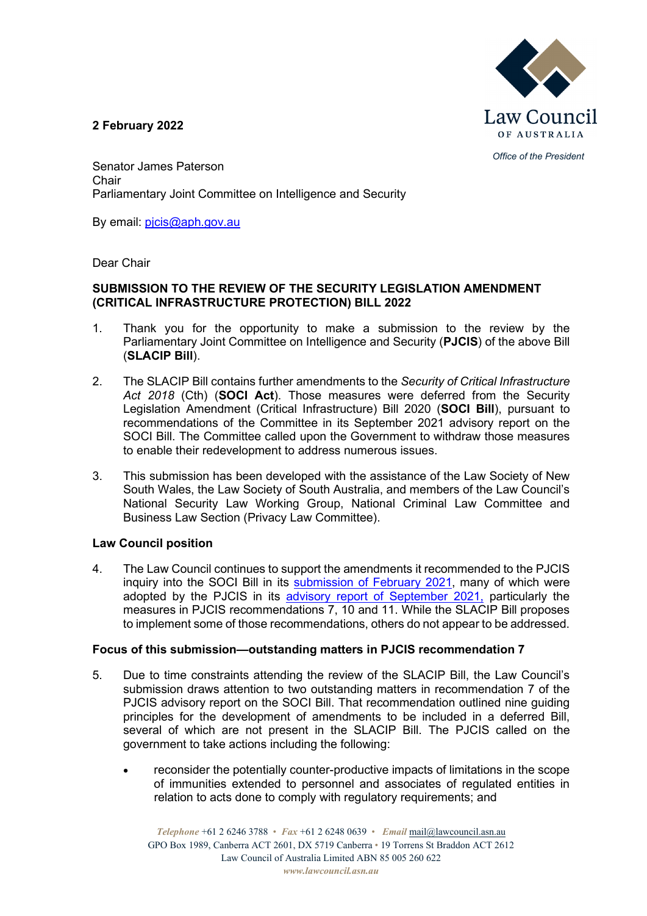**2 February 2022**

Law Council OF AUSTRALIA

*Office of the President*

Senator James Paterson
Chair
Parliamentary Joint Committee on Intelligence and Security

By email: [pjcis@aph.gov.au](mailto:pjcis@aph.gov.au)

Dear Chair

**SUBMISSION TO THE REVIEW OF THE SECURITY LEGISLATION AMENDMENT (CRITICAL INFRASTRUCTURE PROTECTION) BILL 2022**

1. Thank you for the opportunity to make a submission to the review by the Parliamentary Joint Committee on Intelligence and Security (**PJCIS**) of the above Bill (**SLACIP Bill**).

2. The SLACIP Bill contains further amendments to the *Security of Critical Infrastructure Act 2018* (Cth) (**SOCI Act**). Those measures were deferred from the Security Legislation Amendment (Critical Infrastructure) Bill 2020 (**SOCI Bill**), pursuant to recommendations of the Committee in its September 2021 advisory report on the SOCI Bill. The Committee called upon the Government to withdraw those measures to enable their redevelopment to address numerous issues.

3. This submission has been developed with the assistance of the Law Society of New South Wales, the Law Society of South Australia, and members of the Law Council's National Security Law Working Group, National Criminal Law Committee and Business Law Section (Privacy Law Committee).

**Law Council position**

4. The Law Council continues to support the amendments it recommended to the PJCIS inquiry into the SOCI Bill in its submission of February 2021, many of which were adopted by the PJCIS in its advisory report of September 2021, particularly the measures in PJCIS recommendations 7, 10 and 11. While the SLACIP Bill proposes to implement some of those recommendations, others do not appear to be addressed.

**Focus of this submission—outstanding matters in PJCIS recommendation 7**

5. Due to time constraints attending the review of the SLACIP Bill, the Law Council's submission draws attention to two outstanding matters in recommendation 7 of the PJCIS advisory report on the SOCI Bill. That recommendation outlined nine guiding principles for the development of amendments to be included in a deferred Bill, several of which are not present in the SLACIP Bill. The PJCIS called on the government to take actions including the following:

   - reconsider the potentially counter-productive impacts of limitations in the scope of immunities extended to personnel and associates of regulated entities in relation to acts done to comply with regulatory requirements; and

*Telephone* +61 2 6246 3788 • *Fax* +61 2 6248 0639 • *Email* mail@lawcouncil.asn.au
GPO Box 1989, Canberra ACT 2601, DX 5719 Canberra • 19 Torrens St Braddon ACT 2612
Law Council of Australia Limited ABN 85 005 260 622
*www.lawcouncil.asn.au*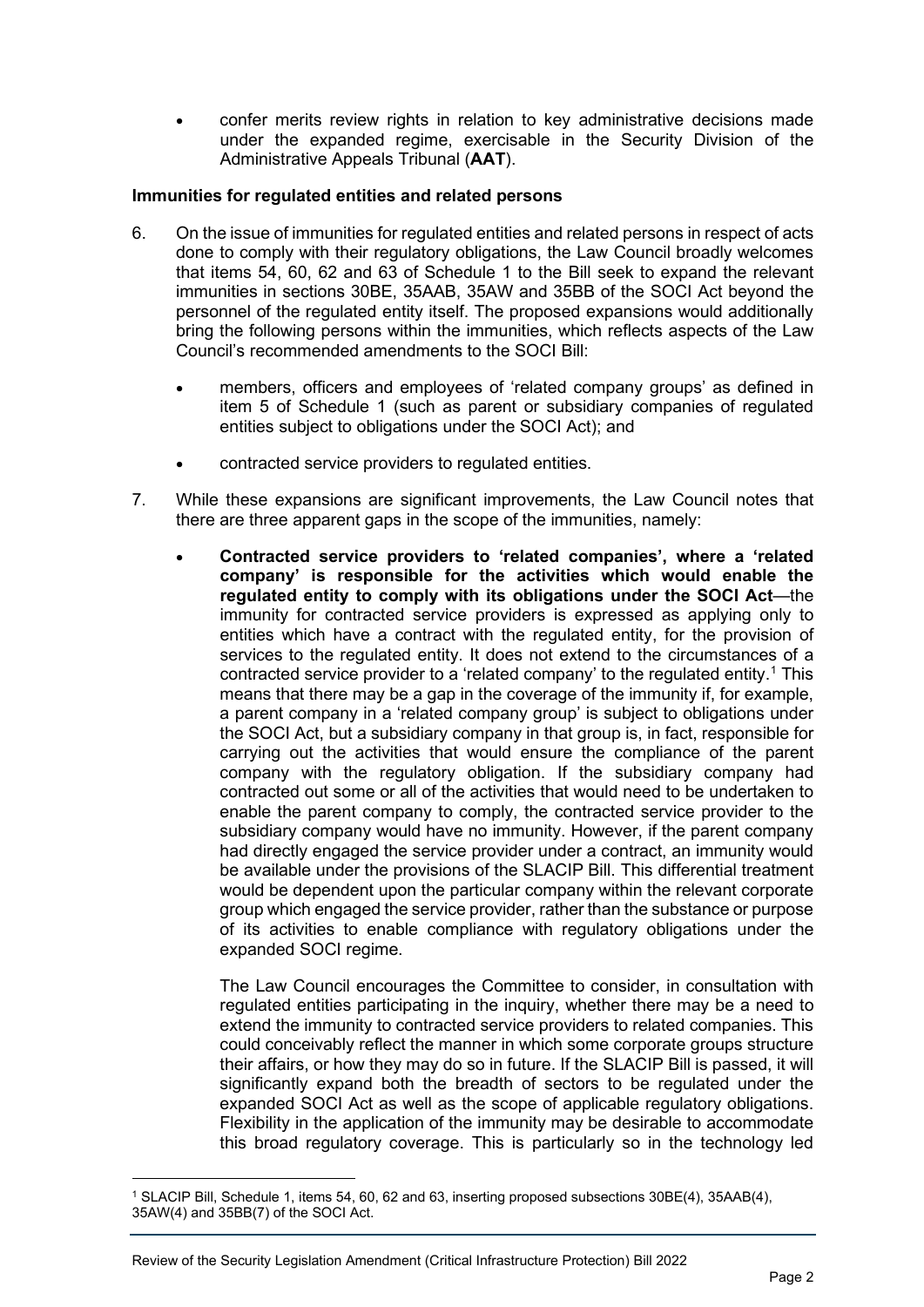- confer merits review rights in relation to key administrative decisions made under the expanded regime, exercisable in the Security Division of the Administrative Appeals Tribunal (**AAT**).

**Immunities for regulated entities and related persons**

6. On the issue of immunities for regulated entities and related persons in respect of acts done to comply with their regulatory obligations, the Law Council broadly welcomes that items 54, 60, 62 and 63 of Schedule 1 to the Bill seek to expand the relevant immunities in sections 30BE, 35AAB, 35AW and 35BB of the SOCI Act beyond the personnel of the regulated entity itself. The proposed expansions would additionally bring the following persons within the immunities, which reflects aspects of the Law Council's recommended amendments to the SOCI Bill:

   - members, officers and employees of 'related company groups' as defined in item 5 of Schedule 1 (such as parent or subsidiary companies of regulated entities subject to obligations under the SOCI Act); and
   - contracted service providers to regulated entities.

7. While these expansions are significant improvements, the Law Council notes that there are three apparent gaps in the scope of the immunities, namely:

   - **Contracted service providers to 'related companies', where a 'related company' is responsible for the activities which would enable the regulated entity to comply with its obligations under the SOCI Act**—the immunity for contracted service providers is expressed as applying only to entities which have a contract with the regulated entity, for the provision of services to the regulated entity. It does not extend to the circumstances of a contracted service provider to a 'related company' to the regulated entity.[1] This means that there may be a gap in the coverage of the immunity if, for example, a parent company in a 'related company group' is subject to obligations under the SOCI Act, but a subsidiary company in that group is, in fact, responsible for carrying out the activities that would ensure the compliance of the parent company with the regulatory obligation. If the subsidiary company had contracted out some or all of the activities that would need to be undertaken to enable the parent company to comply, the contracted service provider to the subsidiary company would have no immunity. However, if the parent company had directly engaged the service provider under a contract, an immunity would be available under the provisions of the SLACIP Bill. This differential treatment would be dependent upon the particular company within the relevant corporate group which engaged the service provider, rather than the substance or purpose of its activities to enable compliance with regulatory obligations under the expanded SOCI regime.

     The Law Council encourages the Committee to consider, in consultation with regulated entities participating in the inquiry, whether there may be a need to extend the immunity to contracted service providers to related companies. This could conceivably reflect the manner in which some corporate groups structure their affairs, or how they may do so in future. If the SLACIP Bill is passed, it will significantly expand both the breadth of sectors to be regulated under the expanded SOCI Act as well as the scope of applicable regulatory obligations. Flexibility in the application of the immunity may be desirable to accommodate this broad regulatory coverage. This is particularly so in the technology led

[1] SLACIP Bill, Schedule 1, items 54, 60, 62 and 63, inserting proposed subsections 30BE(4), 35AAB(4), 35AW(4) and 35BB(7) of the SOCI Act.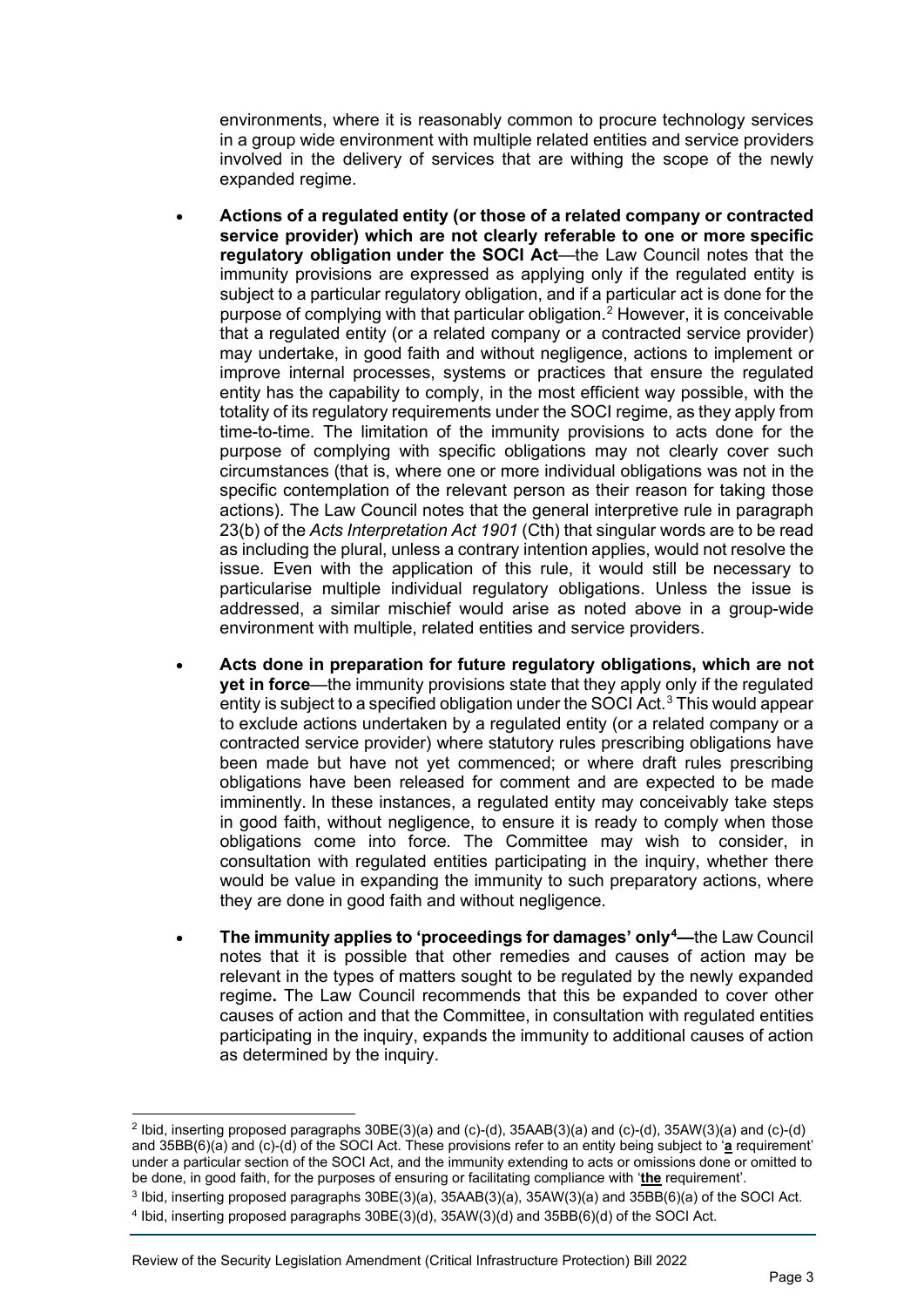environments, where it is reasonably common to procure technology services in a group wide environment with multiple related entities and service providers involved in the delivery of services that are withing the scope of the newly expanded regime.

- **Actions of a regulated entity (or those of a related company or contracted service provider) which are not clearly referable to one or more specific regulatory obligation under the SOCI Act**—the Law Council notes that the immunity provisions are expressed as applying only if the regulated entity is subject to a particular regulatory obligation, and if a particular act is done for the purpose of complying with that particular obligation.[2] However, it is conceivable that a regulated entity (or a related company or a contracted service provider) may undertake, in good faith and without negligence, actions to implement or improve internal processes, systems or practices that ensure the regulated entity has the capability to comply, in the most efficient way possible, with the totality of its regulatory requirements under the SOCI regime, as they apply from time-to-time. The limitation of the immunity provisions to acts done for the purpose of complying with specific obligations may not clearly cover such circumstances (that is, where one or more individual obligations was not in the specific contemplation of the relevant person as their reason for taking those actions). The Law Council notes that the general interpretive rule in paragraph 23(b) of the *Acts Interpretation Act 1901* (Cth) that singular words are to be read as including the plural, unless a contrary intention applies, would not resolve the issue. Even with the application of this rule, it would still be necessary to particularise multiple individual regulatory obligations. Unless the issue is addressed, a similar mischief would arise as noted above in a group-wide environment with multiple, related entities and service providers.

- **Acts done in preparation for future regulatory obligations, which are not yet in force**—the immunity provisions state that they apply only if the regulated entity is subject to a specified obligation under the SOCI Act.[3] This would appear to exclude actions undertaken by a regulated entity (or a related company or a contracted service provider) where statutory rules prescribing obligations have been made but have not yet commenced; or where draft rules prescribing obligations have been released for comment and are expected to be made imminently. In these instances, a regulated entity may conceivably take steps in good faith, without negligence, to ensure it is ready to comply when those obligations come into force. The Committee may wish to consider, in consultation with regulated entities participating in the inquiry, whether there would be value in expanding the immunity to such preparatory actions, where they are done in good faith and without negligence.

- **The immunity applies to 'proceedings for damages' only[4]—**the Law Council notes that it is possible that other remedies and causes of action may be relevant in the types of matters sought to be regulated by the newly expanded regime**.** The Law Council recommends that this be expanded to cover other causes of action and that the Committee, in consultation with regulated entities participating in the inquiry, expands the immunity to additional causes of action as determined by the inquiry.

---

[2] Ibid, inserting proposed paragraphs 30BE(3)(a) and (c)-(d), 35AAB(3)(a) and (c)-(d), 35AW(3)(a) and (c)-(d) and 35BB(6)(a) and (c)-(d) of the SOCI Act. These provisions refer to an entity being subject to '**a** requirement' under a particular section of the SOCI Act, and the immunity extending to acts or omissions done or omitted to be done, in good faith, for the purposes of ensuring or facilitating compliance with '**the** requirement'.

[3] Ibid, inserting proposed paragraphs 30BE(3)(a), 35AAB(3)(a), 35AW(3)(a) and 35BB(6)(a) of the SOCI Act.

[4] Ibid, inserting proposed paragraphs 30BE(3)(d), 35AW(3)(d) and 35BB(6)(d) of the SOCI Act.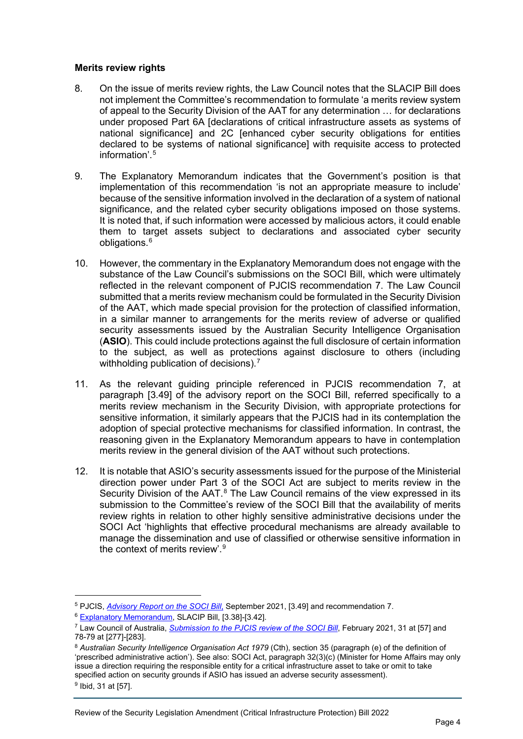**Merits review rights**

8. On the issue of merits review rights, the Law Council notes that the SLACIP Bill does not implement the Committee's recommendation to formulate 'a merits review system of appeal to the Security Division of the AAT for any determination … for declarations under proposed Part 6A [declarations of critical infrastructure assets as systems of national significance] and 2C [enhanced cyber security obligations for entities declared to be systems of national significance] with requisite access to protected information'.[5]

9. The Explanatory Memorandum indicates that the Government's position is that implementation of this recommendation 'is not an appropriate measure to include' because of the sensitive information involved in the declaration of a system of national significance, and the related cyber security obligations imposed on those systems. It is noted that, if such information were accessed by malicious actors, it could enable them to target assets subject to declarations and associated cyber security obligations.[6]

10. However, the commentary in the Explanatory Memorandum does not engage with the substance of the Law Council's submissions on the SOCI Bill, which were ultimately reflected in the relevant component of PJCIS recommendation 7. The Law Council submitted that a merits review mechanism could be formulated in the Security Division of the AAT, which made special provision for the protection of classified information, in a similar manner to arrangements for the merits review of adverse or qualified security assessments issued by the Australian Security Intelligence Organisation (**ASIO**). This could include protections against the full disclosure of certain information to the subject, as well as protections against disclosure to others (including withholding publication of decisions).[7]

11. As the relevant guiding principle referenced in PJCIS recommendation 7, at paragraph [3.49] of the advisory report on the SOCI Bill, referred specifically to a merits review mechanism in the Security Division, with appropriate protections for sensitive information, it similarly appears that the PJCIS had in its contemplation the adoption of special protective mechanisms for classified information. In contrast, the reasoning given in the Explanatory Memorandum appears to have in contemplation merits review in the general division of the AAT without such protections.

12. It is notable that ASIO's security assessments issued for the purpose of the Ministerial direction power under Part 3 of the SOCI Act are subject to merits review in the Security Division of the AAT.[8] The Law Council remains of the view expressed in its submission to the Committee's review of the SOCI Bill that the availability of merits review rights in relation to other highly sensitive administrative decisions under the SOCI Act 'highlights that effective procedural mechanisms are already available to manage the dissemination and use of classified or otherwise sensitive information in the context of merits review'.[9]

---

[5] PJCIS, *Advisory Report on the SOCI Bill*, September 2021, [3.49] and recommendation 7.

[6] Explanatory Memorandum, SLACIP Bill, [3.38]-[3.42].

[7] Law Council of Australia, *Submission to the PJCIS review of the SOCI Bill*, February 2021, 31 at [57] and 78-79 at [277]-[283].

[8] *Australian Security Intelligence Organisation Act 1979* (Cth), section 35 (paragraph (e) of the definition of 'prescribed administrative action'). See also: SOCI Act, paragraph 32(3)(c) (Minister for Home Affairs may only issue a direction requiring the responsible entity for a critical infrastructure asset to take or omit to take specified action on security grounds if ASIO has issued an adverse security assessment).

[9] Ibid, 31 at [57].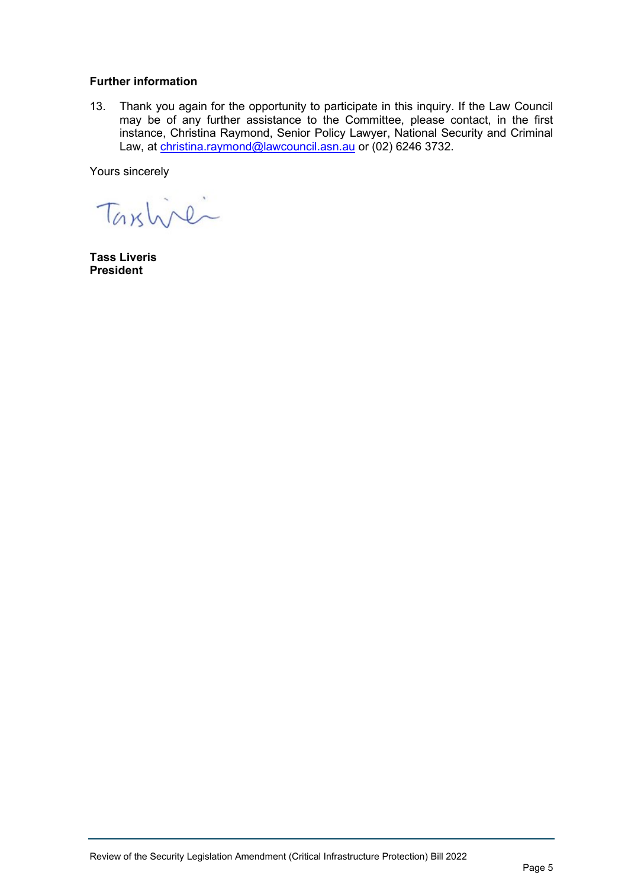## Further information

13. Thank you again for the opportunity to participate in this inquiry. If the Law Council may be of any further assistance to the Committee, please contact, in the first instance, Christina Raymond, Senior Policy Lawyer, National Security and Criminal Law, at christina.raymond@lawcouncil.asn.au or (02) 6246 3732.

Yours sincerely

**Tass Liveris**
**President**